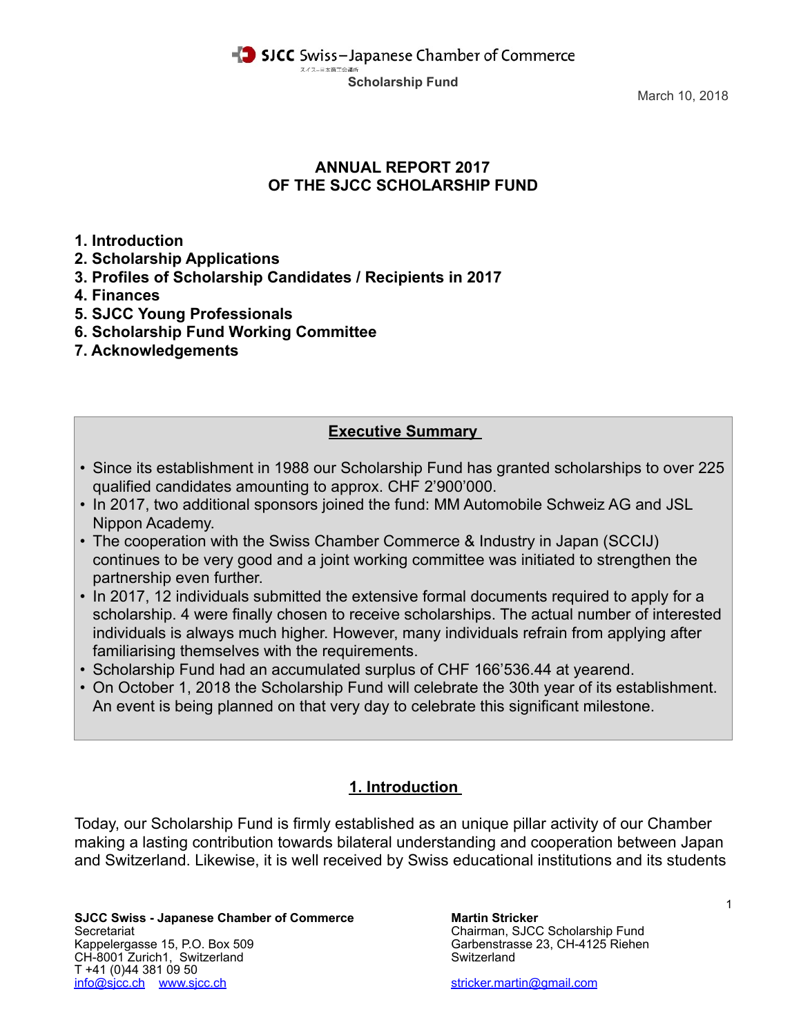SJCC Swiss–Japanese Chamber of Commerce

スイス-日本商工会議所

**Scholarship Fund**

March 10, 2018

# ANNUAL REPORT 2017
# OF THE SJCC SCHOLARSHIP FUND

**1. Introduction**
**2. Scholarship Applications**
**3. Profiles of Scholarship Candidates / Recipients in 2017**
**4. Finances**
**5. SJCC Young Professionals**
**6. Scholarship Fund Working Committee**
**7. Acknowledgements**

## Executive Summary

- Since its establishment in 1988 our Scholarship Fund has granted scholarships to over 225 qualified candidates amounting to approx. CHF 2'900'000.
- In 2017, two additional sponsors joined the fund: MM Automobile Schweiz AG and JSL Nippon Academy.
- The cooperation with the Swiss Chamber Commerce & Industry in Japan (SCCIJ) continues to be very good and a joint working committee was initiated to strengthen the partnership even further.
- In 2017, 12 individuals submitted the extensive formal documents required to apply for a scholarship. 4 were finally chosen to receive scholarships. The actual number of interested individuals is always much higher. However, many individuals refrain from applying after familiarising themselves with the requirements.
- Scholarship Fund had an accumulated surplus of CHF 166'536.44 at yearend.
- On October 1, 2018 the Scholarship Fund will celebrate the 30th year of its establishment. An event is being planned on that very day to celebrate this significant milestone.

## 1. Introduction

Today, our Scholarship Fund is firmly established as an unique pillar activity of our Chamber making a lasting contribution towards bilateral understanding and cooperation between Japan and Switzerland. Likewise, it is well received by Swiss educational institutions and its students

**SJCC Swiss - Japanese Chamber of Commerce**
Secretariat
Kappelergasse 15, P.O. Box 509
CH-8001 Zurich1, Switzerland
T +41 (0)44 381 09 50
info@sjcc.ch www.sjcc.ch

**Martin Stricker**
Chairman, SJCC Scholarship Fund
Garbenstrasse 23, CH-4125 Riehen
Switzerland

stricker.martin@gmail.com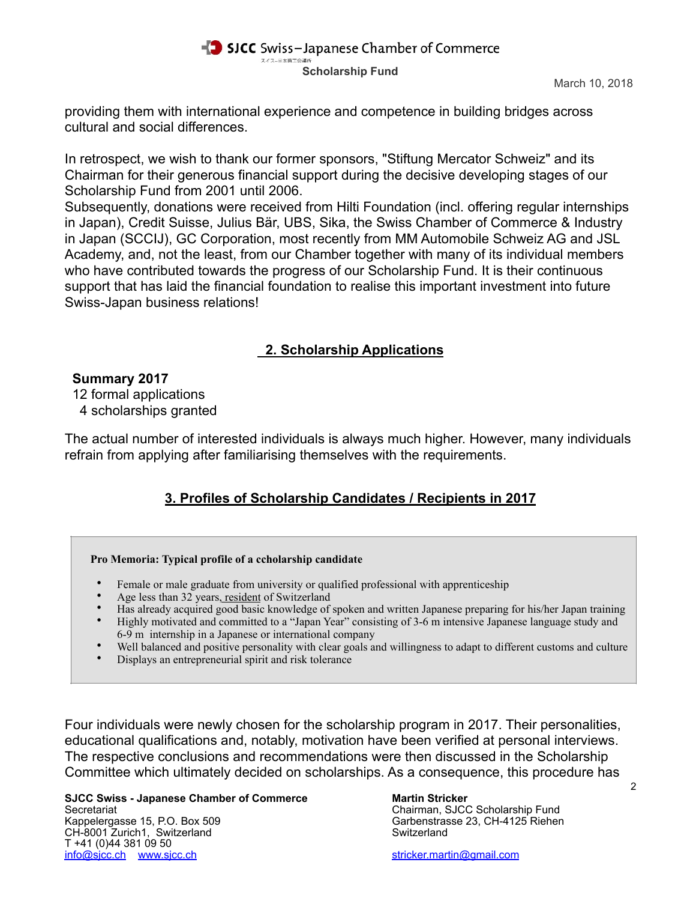providing them with international experience and competence in building bridges across cultural and social differences.

In retrospect, we wish to thank our former sponsors, "Stiftung Mercator Schweiz" and its Chairman for their generous financial support during the decisive developing stages of our Scholarship Fund from 2001 until 2006.
Subsequently, donations were received from Hilti Foundation (incl. offering regular internships in Japan), Credit Suisse, Julius Bär, UBS, Sika, the Swiss Chamber of Commerce & Industry in Japan (SCCIJ), GC Corporation, most recently from MM Automobile Schweiz AG and JSL Academy, and, not the least, from our Chamber together with many of its individual members who have contributed towards the progress of our Scholarship Fund. It is their continuous support that has laid the financial foundation to realise this important investment into future Swiss-Japan business relations!

## 2. Scholarship Applications

**Summary 2017**
12 formal applications
4 scholarships granted

The actual number of interested individuals is always much higher. However, many individuals refrain from applying after familiarising themselves with the requirements.

## 3. Profiles of Scholarship Candidates / Recipients in 2017

**Pro Memoria: Typical profile of a ccholarship candidate**

- Female or male graduate from university or qualified professional with apprenticeship
- Age less than 32 years, resident of Switzerland
- Has already acquired good basic knowledge of spoken and written Japanese preparing for his/her Japan training
- Highly motivated and committed to a "Japan Year" consisting of 3-6 m intensive Japanese language study and 6-9 m internship in a Japanese or international company
- Well balanced and positive personality with clear goals and willingness to adapt to different customs and culture
- Displays an entrepreneurial spirit and risk tolerance

Four individuals were newly chosen for the scholarship program in 2017. Their personalities, educational qualifications and, notably, motivation have been verified at personal interviews. The respective conclusions and recommendations were then discussed in the Scholarship Committee which ultimately decided on scholarships. As a consequence, this procedure has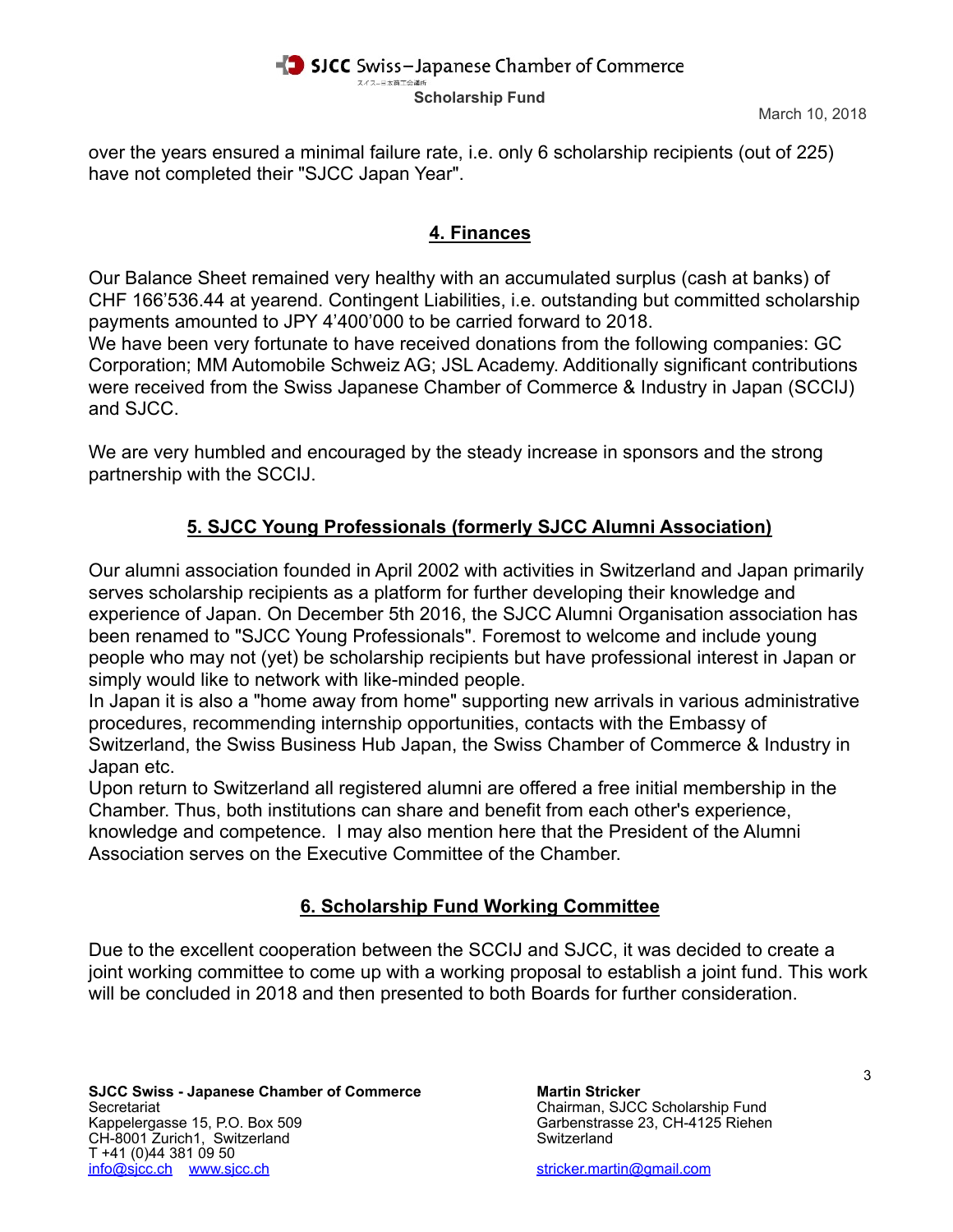over the years ensured a minimal failure rate, i.e. only 6 scholarship recipients (out of 225) have not completed their "SJCC Japan Year".

## 4. Finances

Our Balance Sheet remained very healthy with an accumulated surplus (cash at banks) of CHF 166'536.44 at yearend. Contingent Liabilities, i.e. outstanding but committed scholarship payments amounted to JPY 4'400'000 to be carried forward to 2018.
We have been very fortunate to have received donations from the following companies: GC Corporation; MM Automobile Schweiz AG; JSL Academy. Additionally significant contributions were received from the Swiss Japanese Chamber of Commerce & Industry in Japan (SCCIJ) and SJCC.

We are very humbled and encouraged by the steady increase in sponsors and the strong partnership with the SCCIJ.

## 5. SJCC Young Professionals (formerly SJCC Alumni Association)

Our alumni association founded in April 2002 with activities in Switzerland and Japan primarily serves scholarship recipients as a platform for further developing their knowledge and experience of Japan. On December 5th 2016, the SJCC Alumni Organisation association has been renamed to "SJCC Young Professionals". Foremost to welcome and include young people who may not (yet) be scholarship recipients but have professional interest in Japan or simply would like to network with like-minded people.
In Japan it is also a "home away from home" supporting new arrivals in various administrative procedures, recommending internship opportunities, contacts with the Embassy of Switzerland, the Swiss Business Hub Japan, the Swiss Chamber of Commerce & Industry in Japan etc.
Upon return to Switzerland all registered alumni are offered a free initial membership in the Chamber. Thus, both institutions can share and benefit from each other's experience, knowledge and competence. I may also mention here that the President of the Alumni Association serves on the Executive Committee of the Chamber.

## 6. Scholarship Fund Working Committee

Due to the excellent cooperation between the SCCIJ and SJCC, it was decided to create a joint working committee to come up with a working proposal to establish a joint fund. This work will be concluded in 2018 and then presented to both Boards for further consideration.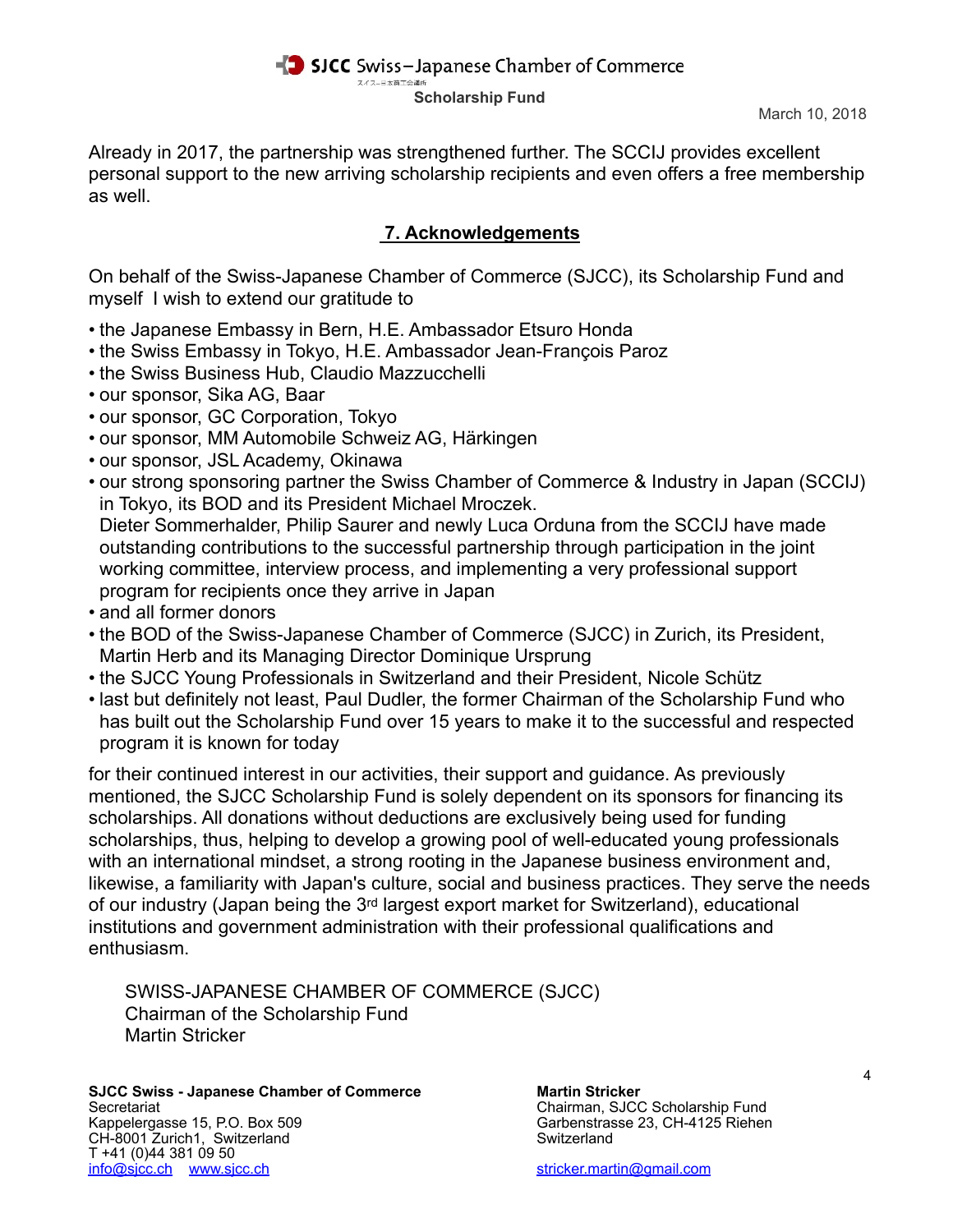Already in 2017, the partnership was strengthened further. The SCCIJ provides excellent personal support to the new arriving scholarship recipients and even offers a free membership as well.

## 7. Acknowledgements

On behalf of the Swiss-Japanese Chamber of Commerce (SJCC), its Scholarship Fund and myself I wish to extend our gratitude to

- the Japanese Embassy in Bern, H.E. Ambassador Etsuro Honda
- the Swiss Embassy in Tokyo, H.E. Ambassador Jean-François Paroz
- the Swiss Business Hub, Claudio Mazzucchelli
- our sponsor, Sika AG, Baar
- our sponsor, GC Corporation, Tokyo
- our sponsor, MM Automobile Schweiz AG, Härkingen
- our sponsor, JSL Academy, Okinawa
- our strong sponsoring partner the Swiss Chamber of Commerce & Industry in Japan (SCCIJ) in Tokyo, its BOD and its President Michael Mroczek.
  Dieter Sommerhalder, Philip Saurer and newly Luca Orduna from the SCCIJ have made outstanding contributions to the successful partnership through participation in the joint working committee, interview process, and implementing a very professional support program for recipients once they arrive in Japan
- and all former donors
- the BOD of the Swiss-Japanese Chamber of Commerce (SJCC) in Zurich, its President, Martin Herb and its Managing Director Dominique Ursprung
- the SJCC Young Professionals in Switzerland and their President, Nicole Schütz
- last but definitely not least, Paul Dudler, the former Chairman of the Scholarship Fund who has built out the Scholarship Fund over 15 years to make it to the successful and respected program it is known for today

for their continued interest in our activities, their support and guidance. As previously mentioned, the SJCC Scholarship Fund is solely dependent on its sponsors for financing its scholarships. All donations without deductions are exclusively being used for funding scholarships, thus, helping to develop a growing pool of well-educated young professionals with an international mindset, a strong rooting in the Japanese business environment and, likewise, a familiarity with Japan's culture, social and business practices. They serve the needs of our industry (Japan being the 3rd largest export market for Switzerland), educational institutions and government administration with their professional qualifications and enthusiasm.

SWISS-JAPANESE CHAMBER OF COMMERCE (SJCC)
Chairman of the Scholarship Fund
Martin Stricker

**SJCC Swiss - Japanese Chamber of Commerce**
Secretariat
Kappelergasse 15, P.O. Box 509
CH-8001 Zurich1, Switzerland
T +41 (0)44 381 09 50
info@sjcc.ch www.sjcc.ch

**Martin Stricker**
Chairman, SJCC Scholarship Fund
Garbenstrasse 23, CH-4125 Riehen
Switzerland

stricker.martin@gmail.com